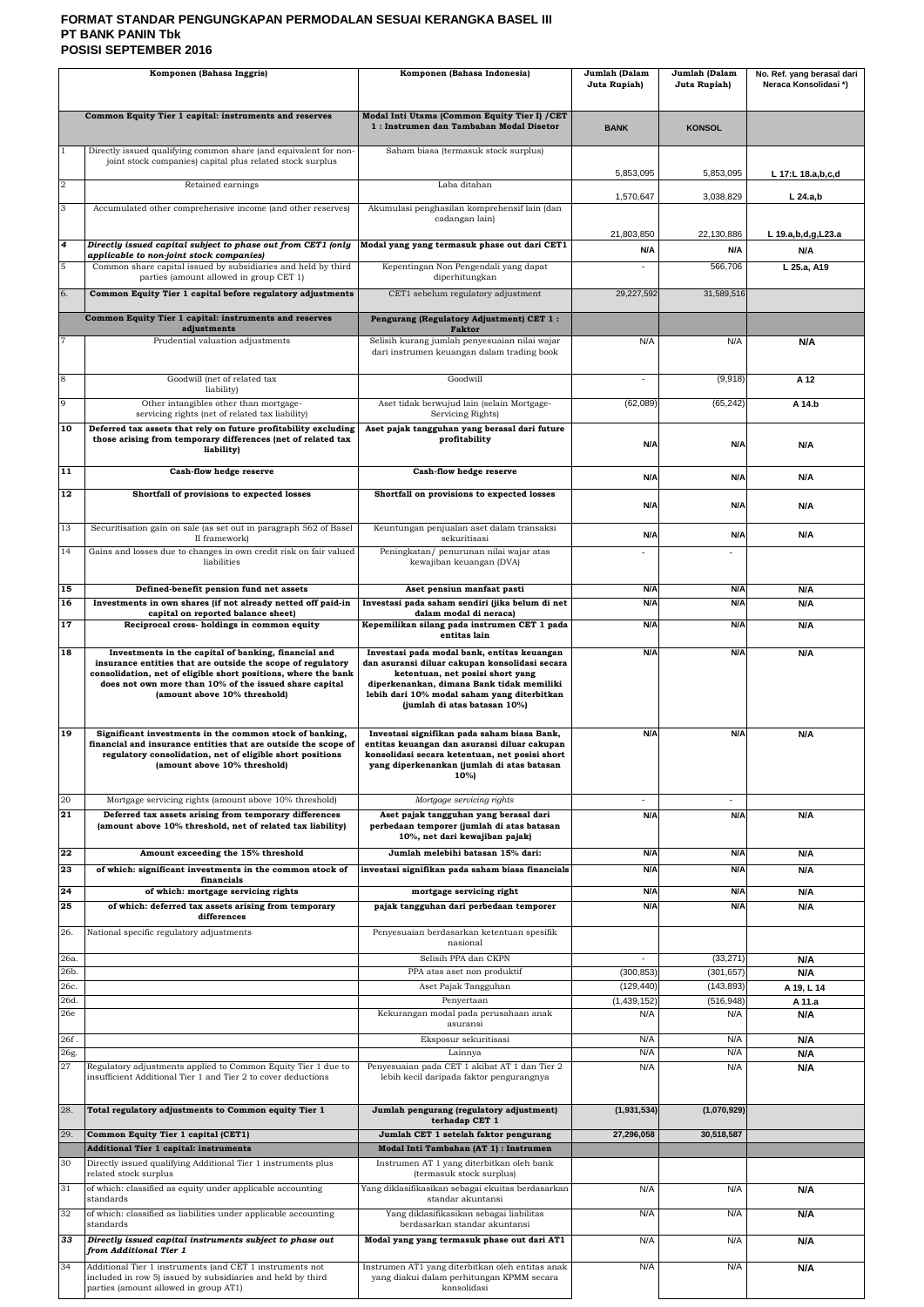# FORMAT STANDAR PENGUNGKAPAN PERMODALAN SESUAI KERANGKA BASEL III
# PT BANK PANIN Tbk
# POSISI SEPTEMBER 2016

| | Komponen (Bahasa Inggris) | Komponen (Bahasa Indonesia) | Jumlah (Dalam Juta Rupiah) | Jumlah (Dalam Juta Rupiah) | No. Ref. yang berasal dari Neraca Konsolidasi *) |
|---|---|---|---|---|---|
| | **Common Equity Tier 1 capital: instruments and reserves** | **Modal Inti Utama (Common Equity Tier I) /CET 1 : Instrumen dan Tambahan Modal Disetor** | **BANK** | **KONSOL** | |
| 1 | Directly issued qualifying common share (and equivalent for non-joint stock companies) capital plus related stock surplus | Saham biasa (termasuk stock surplus) | 5,853,095 | 5,853,095 | L 17:L 18.a,b,c,d |
| 2 | Retained earnings | Laba ditahan | 1,570,647 | 3,038,829 | L 24.a,b |
| 3 | Accumulated other comprehensive income (and other reserves) | Akumulasi penghasilan komprehensif lain (dan cadangan lain) | 21,803,850 | 22,130,886 | L 19.a,b,d,g,L23.a |
| ***4*** | ***Directly issued capital subject to phase out from CET1 (only applicable to non-joint stock companies)*** | **Modal yang yang termasuk phase out dari CET1** | N/A | N/A | N/A |
| 5 | Common share capital issued by subsidiaries and held by third parties (amount allowed in group CET 1) | Kepentingan Non Pengendali yang dapat diperhitungkan | - | 566,706 | L 25.a, A19 |
| 6. | **Common Equity Tier 1 capital before regulatory adjustments** | CET1 sebelum regulatory adjustment | 29,227,592 | 31,589,516 | |
| | **Common Equity Tier 1 capital: instruments and reserves adjustments** | **Pengurang (Regulatory Adjustment) CET 1 : Faktor** | | | |
| 7 | Prudential valuation adjustments | Selisih kurang jumlah penyesuaian nilai wajar dari instrumen keuangan dalam trading book | N/A | N/A | N/A |
| 8 | Goodwill (net of related tax liability) | Goodwill | - | (9,918) | A 12 |
| 9 | Other intangibles other than mortgage-servicing rights (net of related tax liability) | Aset tidak berwujud lain (selain Mortgage-Servicing Rights) | (62,089) | (65,242) | A 14.b |
| **10** | **Deferred tax assets that rely on future profitability excluding those arising from temporary differences (net of related tax liability)** | **Aset pajak tangguhan yang berasal dari future profitability** | N/A | N/A | N/A |
| **11** | **Cash-flow hedge reserve** | **Cash-flow hedge reserve** | N/A | N/A | N/A |
| **12** | **Shortfall of provisions to expected losses** | **Shortfall on provisions to expected losses** | N/A | N/A | N/A |
| 13 | Securitisation gain on sale (as set out in paragraph 562 of Basel II framework) | Keuntungan penjualan aset dalam transaksi sekuritisasi | N/A | N/A | N/A |
| 14 | Gains and losses due to changes in own credit risk on fair valued liabilities | Peningkatan/ penurunan nilai wajar atas kewajiban keuangan (DVA) | - | - | |
| **15** | **Defined-benefit pension fund net assets** | **Aset pensiun manfaat pasti** | N/A | N/A | N/A |
| **16** | **Investments in own shares (if not already netted off paid-in capital on reported balance sheet)** | **Investasi pada saham sendiri (jika belum di net dalam modal di neraca)** | N/A | N/A | N/A |
| **17** | **Reciprocal cross- holdings in common equity** | **Kepemilikan silang pada instrumen CET 1 pada entitas lain** | N/A | N/A | N/A |
| **18** | **Investments in the capital of banking, financial and insurance entities that are outside the scope of regulatory consolidation, net of eligible short positions, where the bank does not own more than 10% of the issued share capital (amount above 10% threshold)** | **Investasi pada modal bank, entitas keuangan dan asuransi diluar cakupan konsolidasi secara ketentuan, net posisi short yang diperkenankan, dimana Bank tidak memiliki lebih dari 10% modal saham yang diterbitkan (jumlah di atas batasan 10%)** | N/A | N/A | N/A |
| **19** | **Significant investments in the common stock of banking, financial and insurance entities that are outside the scope of regulatory consolidation, net of eligible short positions (amount above 10% threshold)** | **Investasi signifikan pada saham biasa Bank, entitas keuangan dan asuransi diluar cakupan konsolidasi secara ketentuan, net posisi short yang diperkenankan (jumlah di atas batasan 10%)** | N/A | N/A | N/A |
| 20 | Mortgage servicing rights (amount above 10% threshold) | *Mortgage servicing rights* | - | - | |
| **21** | **Deferred tax assets arising from temporary differences (amount above 10% threshold, net of related tax liability)** | **Aset pajak tangguhan yang berasal dari perbedaan temporer (jumlah di atas batasan 10%, net dari kewajiban pajak)** | N/A | N/A | N/A |
| **22** | **Amount exceeding the 15% threshold** | **Jumlah melebihi batasan 15% dari:** | N/A | N/A | N/A |
| **23** | **of which: significant investments in the common stock of financials** | **investasi signifikan pada saham biasa financials** | N/A | N/A | N/A |
| **24** | **of which: mortgage servicing rights** | **mortgage servicing right** | N/A | N/A | N/A |
| **25** | **of which: deferred tax assets arising from temporary differences** | **pajak tangguhan dari perbedaan temporer** | N/A | N/A | N/A |
| 26. | National specific regulatory adjustments | Penyesuaian berdasarkan ketentuan spesifik nasional | | | |
| 26a. | | Selisih PPA dan CKPN | - | (33,271) | N/A |
| 26b. | | PPA atas aset non produktif | (300,853) | (301,657) | N/A |
| 26c. | | Aset Pajak Tangguhan | (129,440) | (143,893) | A 19, L 14 |
| 26d. | | Penyertaan | (1,439,152) | (516,948) | A 11.a |
| 26e | | Kekurangan modal pada perusahaan anak asuransi | N/A | N/A | N/A |
| 26f . | | Eksposur sekuritisasi | N/A | N/A | N/A |
| 26g. | | Lainnya | N/A | N/A | N/A |
| 27 | Regulatory adjustments applied to Common Equity Tier 1 due to insufficient Additional Tier 1 and Tier 2 to cover deductions | Penyesuaian pada CET 1 akibat AT 1 dan Tier 2 lebih kecil daripada faktor pengurangnya | N/A | N/A | N/A |
| 28. | **Total regulatory adjustments to Common equity Tier 1** | **Jumlah pengurang (regulatory adjustment) terhadap CET 1** | (1,931,534) | (1,070,929) | |
| 29. | **Common Equity Tier 1 capital (CET1)** | **Jumlah CET 1 setelah faktor pengurang** | 27,296,058 | 30,518,587 | |
| | **Additional Tier 1 capital: instruments** | **Modal Inti Tambahan (AT 1) : Instrumen** | | | |
| 30 | Directly issued qualifying Additional Tier 1 instruments plus related stock surplus | Instrumen AT 1 yang diterbitkan oleh bank (termasuk stock surplus) | | | |
| 31 | of which: classified as equity under applicable accounting standards | Yang diklasifikasikan sebagai ekuitas berdasarkan standar akuntansi | N/A | N/A | N/A |
| 32 | of which: classified as liabilities under applicable accounting standards | Yang diklasifikasikan sebagai liabilitas berdasarkan standar akuntansi | N/A | N/A | N/A |
| ***33*** | ***Directly issued capital instruments subject to phase out from Additional Tier 1*** | **Modal yang yang termasuk phase out dari AT1** | N/A | N/A | N/A |
| 34 | Additional Tier 1 instruments (and CET 1 instruments not included in row 5) issued by subsidiaries and held by third parties (amount allowed in group AT1) | Instrumen AT1 yang diterbitkan oleh entitas anak yang diakui dalam perhitungan KPMM secara konsolidasi | N/A | N/A | N/A |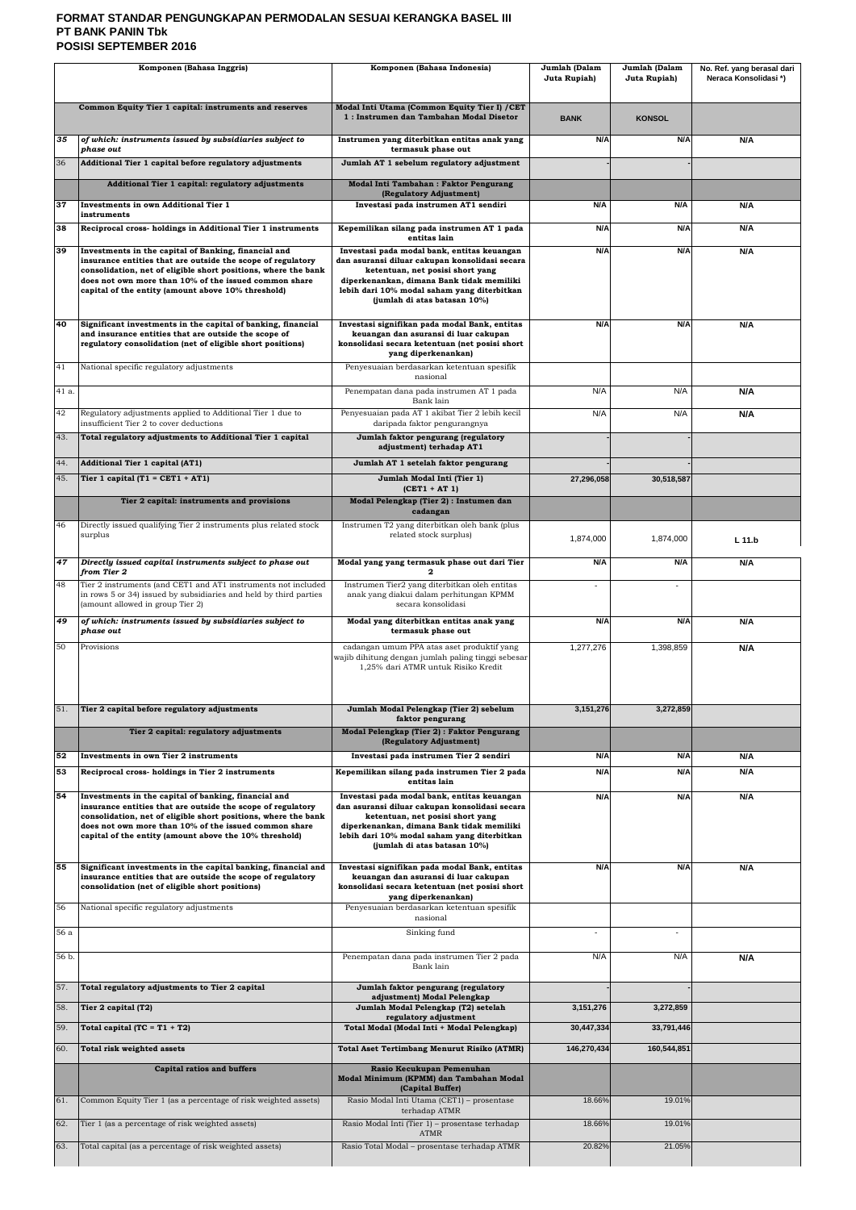**FORMAT STANDAR PENGUNGKAPAN PERMODALAN SESUAI KERANGKA BASEL III**
**PT BANK PANIN Tbk**
**POSISI SEPTEMBER 2016**

| | Komponen (Bahasa Inggris) | Komponen (Bahasa Indonesia) | Jumlah (Dalam Juta Rupiah) | Jumlah (Dalam Juta Rupiah) | No. Ref. yang berasal dari Neraca Konsolidasi *) |
|---|---|---|---|---|---|
| | **Common Equity Tier 1 capital: instruments and reserves** | **Modal Inti Utama (Common Equity Tier I) /CET 1 : Instrumen dan Tambahan Modal Disetor** | **BANK** | **KONSOL** | |
| ***35*** | ***of which: instruments issued by subsidiaries subject to phase out*** | **Instrumen yang diterbitkan entitas anak yang termasuk phase out** | N/A | N/A | N/A |
| 36 | **Additional Tier 1 capital before regulatory adjustments** | **Jumlah AT 1 sebelum regulatory adjustment** | - | - | |
| | **Additional Tier 1 capital: regulatory adjustments** | **Modal Inti Tambahan : Faktor Pengurang (Regulatory Adjustment)** | | | |
| **37** | **Investments in own Additional Tier 1 instruments** | **Investasi pada instrumen AT1 sendiri** | N/A | N/A | N/A |
| **38** | **Reciprocal cross- holdings in Additional Tier 1 instruments** | **Kepemilikan silang pada instrumen AT 1 pada entitas lain** | N/A | N/A | N/A |
| **39** | **Investments in the capital of Banking, financial and insurance entities that are outside the scope of regulatory consolidation, net of eligible short positions, where the bank does not own more than 10% of the issued common share capital of the entity (amount above 10% threshold)** | **Investasi pada modal bank, entitas keuangan dan asuransi diluar cakupan konsolidasi secara ketentuan, net posisi short yang diperkenankan, dimana Bank tidak memiliki lebih dari 10% modal saham yang diterbitkan (jumlah di atas batasan 10%)** | N/A | N/A | N/A |
| **40** | **Significant investments in the capital of banking, financial and insurance entities that are outside the scope of regulatory consolidation (net of eligible short positions)** | **Investasi signifikan pada modal Bank, entitas keuangan dan asuransi di luar cakupan konsolidasi secara ketentuan (net posisi short yang diperkenankan)** | N/A | N/A | N/A |
| 41 | National specific regulatory adjustments | Penyesuaian berdasarkan ketentuan spesifik nasional | | | |
| 41 a. | | Penempatan dana pada instrumen AT 1 pada Bank lain | N/A | N/A | N/A |
| 42 | Regulatory adjustments applied to Additional Tier 1 due to insufficient Tier 2 to cover deductions | Penyesuaian pada AT 1 akibat Tier 2 lebih kecil daripada faktor pengurangnya | N/A | N/A | N/A |
| 43. | **Total regulatory adjustments to Additional Tier 1 capital** | **Jumlah faktor pengurang (regulatory adjustment) terhadap AT1** | - | - | |
| 44. | **Additional Tier 1 capital (AT1)** | **Jumlah AT 1 setelah faktor pengurang** | - | - | |
| 45. | **Tier 1 capital (T1 = CET1 + AT1)** | **Jumlah Modal Inti (Tier 1) (CET1 + AT 1)** | 27,296,058 | 30,518,587 | |
| | **Tier 2 capital: instruments and provisions** | **Modal Pelengkap (Tier 2) : Instumen dan cadangan** | | | |
| 46 | Directly issued qualifying Tier 2 instruments plus related stock surplus | Instrumen T2 yang diterbitkan oleh bank (plus related stock surplus) | 1,874,000 | 1,874,000 | L 11.b |
| ***47*** | ***Directly issued capital instruments subject to phase out from Tier 2*** | **Modal yang yang termasuk phase out dari Tier 2** | N/A | N/A | N/A |
| 48 | Tier 2 instruments (and CET1 and AT1 instruments not included in rows 5 or 34) issued by subsidiaries and held by third parties (amount allowed in group Tier 2) | Instrumen Tier2 yang diterbitkan oleh entitas anak yang diakui dalam perhitungan KPMM secara konsolidasi | - | - | |
| ***49*** | ***of which: instruments issued by subsidiaries subject to phase out*** | **Modal yang diterbitkan entitas anak yang termasuk phase out** | N/A | N/A | N/A |
| 50 | Provisions | cadangan umum PPA atas aset produktif yang wajib dihitung dengan jumlah paling tinggi sebesar 1,25% dari ATMR untuk Risiko Kredit | 1,277,276 | 1,398,859 | N/A |
| 51. | **Tier 2 capital before regulatory adjustments** | **Jumlah Modal Pelengkap (Tier 2) sebelum faktor pengurang** | 3,151,276 | 3,272,859 | |
| | **Tier 2 capital: regulatory adjustments** | **Modal Pelengkap (Tier 2) : Faktor Pengurang (Regulatory Adjustment)** | | | |
| **52** | **Investments in own Tier 2 instruments** | **Investasi pada instrumen Tier 2 sendiri** | N/A | N/A | N/A |
| **53** | **Reciprocal cross- holdings in Tier 2 instruments** | **Kepemilikan silang pada instrumen Tier 2 pada entitas lain** | N/A | N/A | N/A |
| **54** | **Investments in the capital of banking, financial and insurance entities that are outside the scope of regulatory consolidation, net of eligible short positions, where the bank does not own more than 10% of the issued common share capital of the entity (amount above the 10% threshold)** | **Investasi pada modal bank, entitas keuangan dan asuransi diluar cakupan konsolidasi secara ketentuan, net posisi short yang diperkenankan, dimana Bank tidak memiliki lebih dari 10% modal saham yang diterbitkan (jumlah di atas batasan 10%)** | N/A | N/A | N/A |
| **55** | **Significant investments in the capital banking, financial and insurance entities that are outside the scope of regulatory consolidation (net of eligible short positions)** | **Investasi signifikan pada modal Bank, entitas keuangan dan asuransi di luar cakupan konsolidasi secara ketentuan (net posisi short yang diperkenankan)** | N/A | N/A | N/A |
| 56 | National specific regulatory adjustments | Penyesuaian berdasarkan ketentuan spesifik nasional | | | |
| 56 a | | Sinking fund | - | - | |
| 56 b. | | Penempatan dana pada instrumen Tier 2 pada Bank lain | N/A | N/A | N/A |
| 57. | **Total regulatory adjustments to Tier 2 capital** | **Jumlah faktor pengurang (regulatory adjustment) Modal Pelengkap** | - | - | |
| 58. | **Tier 2 capital (T2)** | **Jumlah Modal Pelengkap (T2) setelah regulatory adjustment** | 3,151,276 | 3,272,859 | |
| 59. | **Total capital (TC = T1 + T2)** | **Total Modal (Modal Inti + Modal Pelengkap)** | 30,447,334 | 33,791,446 | |
| 60. | **Total risk weighted assets** | **Total Aset Tertimbang Menurut Risiko (ATMR)** | 146,270,434 | 160,544,851 | |
| | **Capital ratios and buffers** | **Rasio Kecukupan Pemenuhan Modal Minimum (KPMM) dan Tambahan Modal (Capital Buffer)** | | | |
| 61. | Common Equity Tier 1 (as a percentage of risk weighted assets) | Rasio Modal Inti Utama (CET1) – prosentase terhadap ATMR | 18.66% | 19.01% | |
| 62. | Tier 1 (as a percentage of risk weighted assets) | Rasio Modal Inti (Tier 1) – prosentase terhadap ATMR | 18.66% | 19.01% | |
| 63. | Total capital (as a percentage of risk weighted assets) | Rasio Total Modal – prosentase terhadap ATMR | 20.82% | 21.05% | |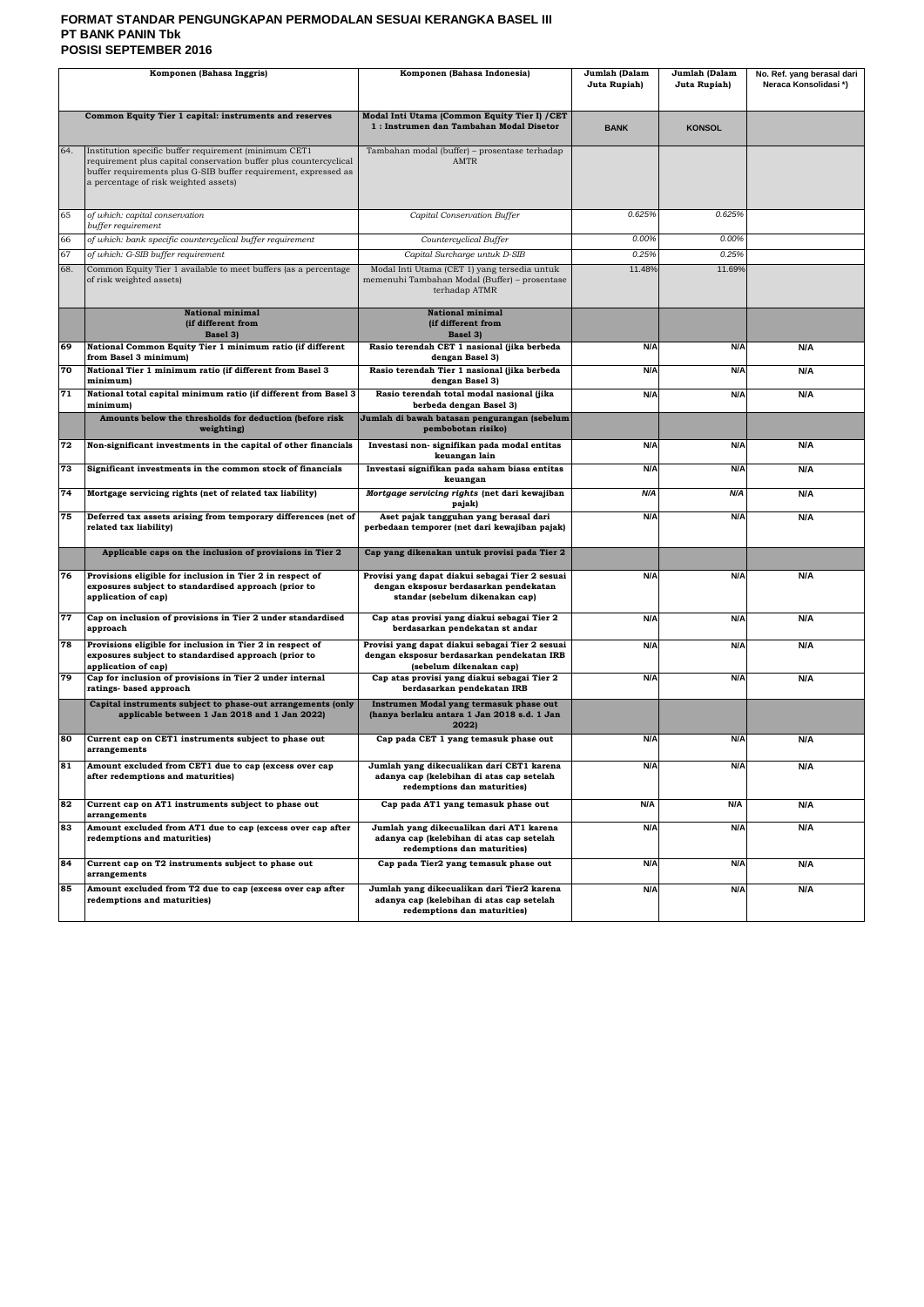**FORMAT STANDAR PENGUNGKAPAN PERMODALAN SESUAI KERANGKA BASEL III**
**PT BANK PANIN Tbk**
**POSISI SEPTEMBER 2016**

| | Komponen (Bahasa Inggris) | Komponen (Bahasa Indonesia) | Jumlah (Dalam Juta Rupiah) | Jumlah (Dalam Juta Rupiah) | No. Ref. yang berasal dari Neraca Konsolidasi *) |
|---|---|---|---|---|---|
| | **Common Equity Tier 1 capital: instruments and reserves** | **Modal Inti Utama (Common Equity Tier I) /CET 1 : Instrumen dan Tambahan Modal Disetor** | **BANK** | **KONSOL** | |
| 64. | Institution specific buffer requirement (minimum CET1 requirement plus capital conservation buffer plus countercyclical buffer requirements plus G-SIB buffer requirement, expressed as a percentage of risk weighted assets) | Tambahan modal (buffer) – prosentase terhadap AMTR | | | |
| 65 | *of which: capital conservation buffer requirement* | *Capital Conservation Buffer* | *0.625%* | *0.625%* | |
| 66 | *of which: bank specific countercyclical buffer requirement* | *Countercyclical Buffer* | *0.00%* | *0.00%* | |
| 67 | *of which: G-SIB buffer requirement* | *Capital Surcharge untuk D-SIB* | *0.25%* | *0.25%* | |
| 68. | Common Equity Tier 1 available to meet buffers (as a percentage of risk weighted assets) | Modal Inti Utama (CET 1) yang tersedia untuk memenuhi Tambahan Modal (Buffer) – prosentase terhadap ATMR | 11.48% | 11.69% | |
| | **National minimal (if different from Basel 3)** | **National minimal (if different from Basel 3)** | | | |
| **69** | **National Common Equity Tier 1 minimum ratio (if different from Basel 3 minimum)** | **Rasio terendah CET 1 nasional (jika berbeda dengan Basel 3)** | N/A | N/A | N/A |
| **70** | **National Tier 1 minimum ratio (if different from Basel 3 minimum)** | **Rasio terendah Tier 1 nasional (jika berbeda dengan Basel 3)** | N/A | N/A | N/A |
| **71** | **National total capital minimum ratio (if different from Basel 3 minimum)** | **Rasio terendah total modal nasional (jika berbeda dengan Basel 3)** | N/A | N/A | N/A |
| | **Amounts below the thresholds for deduction (before risk weighting)** | **Jumlah di bawah batasan pengurangan (sebelum pembobotan risiko)** | | | |
| **72** | **Non-significant investments in the capital of other financials** | **Investasi non- signifikan pada modal entitas keuangan lain** | N/A | N/A | N/A |
| **73** | **Significant investments in the common stock of financials** | **Investasi signifikan pada saham biasa entitas keuangan** | N/A | N/A | N/A |
| **74** | **Mortgage servicing rights (net of related tax liability)** | ***Mortgage servicing rights* (net dari kewajiban pajak)** | *N/A* | *N/A* | N/A |
| **75** | **Deferred tax assets arising from temporary differences (net of related tax liability)** | **Aset pajak tangguhan yang berasal dari perbedaan temporer (net dari kewajiban pajak)** | N/A | N/A | N/A |
| | **Applicable caps on the inclusion of provisions in Tier 2** | **Cap yang dikenakan untuk provisi pada Tier 2** | | | |
| **76** | **Provisions eligible for inclusion in Tier 2 in respect of exposures subject to standardised approach (prior to application of cap)** | **Provisi yang dapat diakui sebagai Tier 2 sesuai dengan eksposur berdasarkan pendekatan standar (sebelum dikenakan cap)** | N/A | N/A | N/A |
| **77** | **Cap on inclusion of provisions in Tier 2 under standardised approach** | **Cap atas provisi yang diakui sebagai Tier 2 berdasarkan pendekatan st andar** | N/A | N/A | N/A |
| **78** | **Provisions eligible for inclusion in Tier 2 in respect of exposures subject to standardised approach (prior to application of cap)** | **Provisi yang dapat diakui sebagai Tier 2 sesuai dengan eksposur berdasarkan pendekatan IRB (sebelum dikenakan cap)** | N/A | N/A | N/A |
| **79** | **Cap for inclusion of provisions in Tier 2 under internal ratings- based approach** | **Cap atas provisi yang diakui sebagai Tier 2 berdasarkan pendekatan IRB** | N/A | N/A | N/A |
| | **Capital instruments subject to phase-out arrangements (only applicable between 1 Jan 2018 and 1 Jan 2022)** | **Instrumen Modal yang termasuk phase out (hanya berlaku antara 1 Jan 2018 s.d. 1 Jan 2022)** | | | |
| **80** | **Current cap on CET1 instruments subject to phase out arrangements** | **Cap pada CET 1 yang temasuk phase out** | N/A | N/A | N/A |
| **81** | **Amount excluded from CET1 due to cap (excess over cap after redemptions and maturities)** | **Jumlah yang dikecualikan dari CET1 karena adanya cap (kelebihan di atas cap setelah redemptions dan maturities)** | N/A | N/A | N/A |
| **82** | **Current cap on AT1 instruments subject to phase out arrangements** | **Cap pada AT1 yang temasuk phase out** | N/A | N/A | N/A |
| **83** | **Amount excluded from AT1 due to cap (excess over cap after redemptions and maturities)** | **Jumlah yang dikecualikan dari AT1 karena adanya cap (kelebihan di atas cap setelah redemptions dan maturities)** | N/A | N/A | N/A |
| **84** | **Current cap on T2 instruments subject to phase out arrangements** | **Cap pada Tier2 yang temasuk phase out** | N/A | N/A | N/A |
| **85** | **Amount excluded from T2 due to cap (excess over cap after redemptions and maturities)** | **Jumlah yang dikecualikan dari Tier2 karena adanya cap (kelebihan di atas cap setelah redemptions dan maturities)** | N/A | N/A | N/A |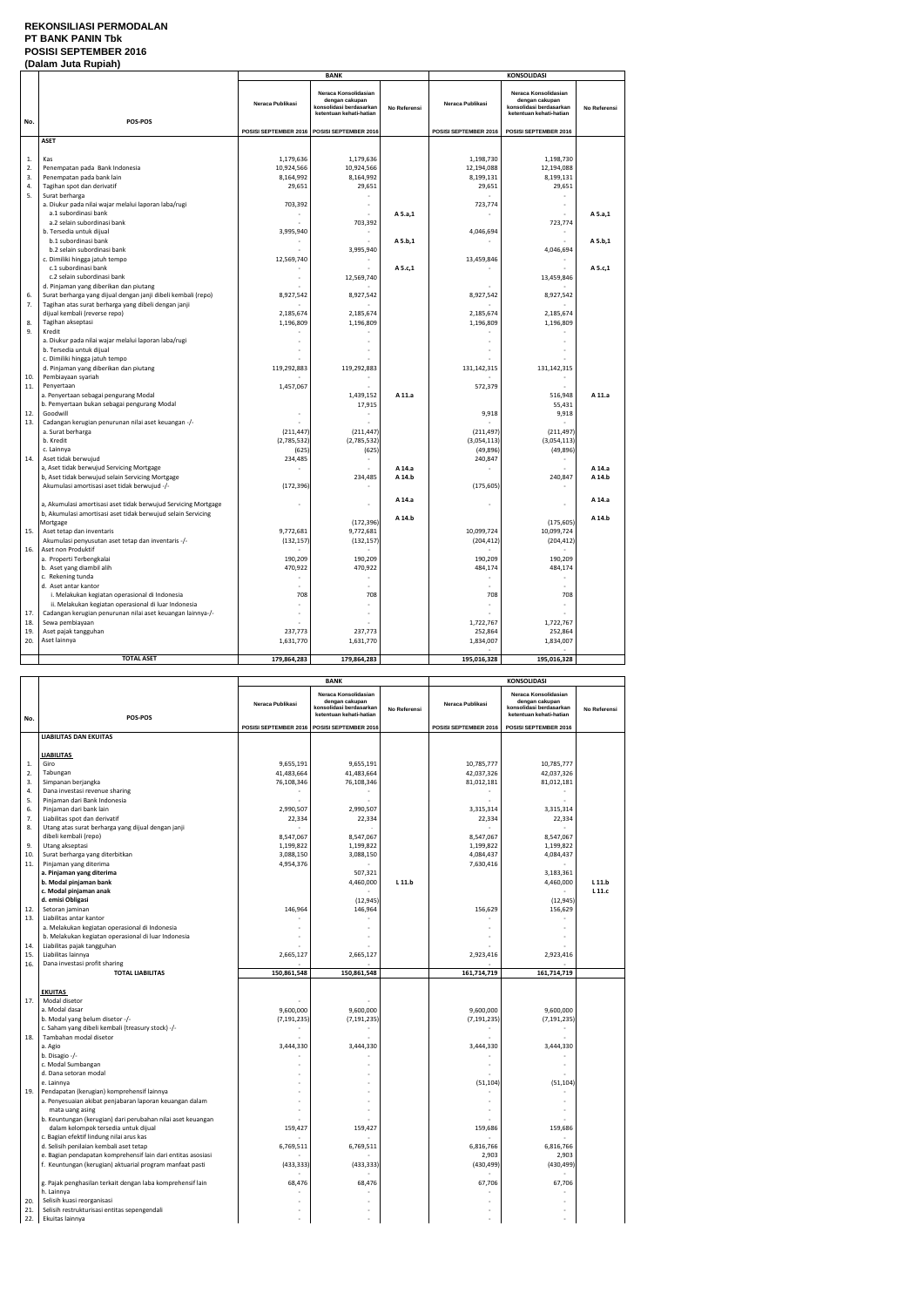# REKONSILIASI PERMODALAN
# PT BANK PANIN Tbk
# POSISI SEPTEMBER 2016
# (Dalam Juta Rupiah)

| No. | POS-POS | BANK | | | KONSOLIDASI | | |
|---|---|---|---|---|---|---|---|
| | | Neraca Publikasi | Neraca Konsolidasian dengan cakupan konsolidasi berdasarkan ketentuan kehati-hatian | No Referensi | Neraca Publikasi | Neraca Konsolidasian dengan cakupan konsolidasi berdasarkan ketentuan kehati-hatian | No Referensi |
| | | POSISI SEPTEMBER 2016 | POSISI SEPTEMBER 2016 | | POSISI SEPTEMBER 2016 | POSISI SEPTEMBER 2016 | |
| | **ASET** | | | | | | |
| 1. | Kas | 1,179,636 | 1,179,636 | | 1,198,730 | 1,198,730 | |
| 2. | Penempatan pada Bank Indonesia | 10,924,566 | 10,924,566 | | 12,194,088 | 12,194,088 | |
| 3. | Penempatan pada bank lain | 8,164,992 | 8,164,992 | | 8,199,131 | 8,199,131 | |
| 4. | Tagihan spot dan derivatif | 29,651 | 29,651 | | 29,651 | 29,651 | |
| 5. | Surat berharga | | - | | | - | |
| | a. Diukur pada nilai wajar melalui laporan laba/rugi | 703,392 | - | | 723,774 | - | |
| | a.1 subordinasi bank | - | - | A 5.a,1 | - | - | A 5.a,1 |
| | a.2 selain subordinasi bank | - | 703,392 | | | 723,774 | |
| | b. Tersedia untuk dijual | 3,995,940 | - | | 4,046,694 | - | |
| | b.1 subordinasi bank | - | - | A 5.b,1 | - | - | A 5.b,1 |
| | b.2 selain subordinasi bank | - | 3,995,940 | | | 4,046,694 | |
| | c. Dimiliki hingga jatuh tempo | 12,569,740 | - | | 13,459,846 | - | |
| | c.1 subordinasi bank | - | - | A 5.c,1 | - | - | A 5.c,1 |
| | c.2 selain subordinasi bank | - | 12,569,740 | | | 13,459,846 | |
| | d. Pinjaman yang diberikan dan piutang | - | - | | - | - | |
| 6. | Surat berharga yang dijual dengan janji dibeli kembali (repo) | 8,927,542 | 8,927,542 | | 8,927,542 | 8,927,542 | |
| 7. | Tagihan atas surat berharga yang dibeli dengan janji dijual kembali (reverse repo) | 2,185,674 | 2,185,674 | | 2,185,674 | 2,185,674 | |
| 8. | Tagihan akseptasi | 1,196,809 | 1,196,809 | | 1,196,809 | 1,196,809 | |
| 9. | Kredit | - | - | | - | - | |
| | a. Diukur pada nilai wajar melalui laporan laba/rugi | - | - | | - | - | |
| | b. Tersedia untuk dijual | - | - | | - | - | |
| | c. Dimiliki hingga jatuh tempo | - | - | | - | - | |
| | d. Pinjaman yang diberikan dan piutang | 119,292,883 | 119,292,883 | | 131,142,315 | 131,142,315 | |
| 10. | Pembiayaan syariah | - | - | | - | - | |
| 11. | Penyertaan | 1,457,067 | - | | 572,379 | - | |
| | a. Penyertaan sebagai pengurang Modal | | 1,439,152 | A 11.a | | 516,948 | A 11.a |
| | b. Penyertaan bukan sebagai pengurang Modal | | 17,915 | | | 55,431 | |
| 12. | Goodwill | - | - | | 9,918 | 9,918 | |
| 13. | Cadangan kerugian penurunan nilai aset keuangan -/- | - | - | | - | - | |
| | a. Surat berharga | (211,447) | (211,447) | | (211,497) | (211,497) | |
| | b. Kredit | (2,785,532) | (2,785,532) | | (3,054,113) | (3,054,113) | |
| | c. Lainnya | (625) | (625) | | (49,896) | (49,896) | |
| 14. | Aset tidak berwujud | 234,485 | - | | 240,847 | - | |
| | a, Aset tidak berwujud Servicing Mortgage | - | - | A 14.a | - | - | A 14.a |
| | b, Aset tidak berwujud selain Servicing Mortgage | | 234,485 | A 14.b | | 240,847 | A 14.b |
| | Akumulasi amortisasi aset tidak berwujud -/- | (172,396) | - | | (175,605) | - | |
| | a, Akumulasi amortisasi aset tidak berwujud Servicing Mortgage | - | - | A 14.a | - | - | A 14.a |
| | b, Akumulasi amortisasi aset tidak berwujud selain Servicing Mortgage | | (172,396) | A 14.b | | (175,605) | A 14.b |
| 15. | Aset tetap dan inventaris | 9,772,681 | 9,772,681 | | 10,099,724 | 10,099,724 | |
| | Akumulasi penyusutan aset tetap dan inventaris -/- | (132,157) | (132,157) | | (204,412) | (204,412) | |
| 16. | Aset non Produktif | - | - | | - | - | |
| | a. Properti Terbengkalai | 190,209 | 190,209 | | 190,209 | 190,209 | |
| | b. Aset yang diambil alih | 470,922 | 470,922 | | 484,174 | 484,174 | |
| | c. Rekening tunda | - | - | | - | - | |
| | d. Aset antar kantor | - | - | | - | - | |
| | i. Melakukan kegiatan operasional di Indonesia | 708 | 708 | | 708 | 708 | |
| | ii. Melakukan kegiatan operasional di luar Indonesia | - | - | | - | - | |
| 17. | Cadangan kerugian penurunan nilai aset keuangan lainnya-/- | - | - | | - | - | |
| 18. | Sewa pembiayaan | - | - | | 1,722,767 | 1,722,767 | |
| 19. | Aset pajak tangguhan | 237,773 | 237,773 | | 252,864 | 252,864 | |
| 20. | Aset lainnya | 1,631,770 | 1,631,770 | | 1,834,007 | 1,834,007 | |
| | **TOTAL ASET** | **179,864,283** | **179,864,283** | | **195,016,328** | **195,016,328** | |

| No. | POS-POS | BANK | | | KONSOLIDASI | | |
|---|---|---|---|---|---|---|---|
| | | Neraca Publikasi | Neraca Konsolidasian dengan cakupan konsolidasi berdasarkan ketentuan kehati-hatian | No Referensi | Neraca Publikasi | Neraca Konsolidasian dengan cakupan konsolidasi berdasarkan ketentuan kehati-hatian | No Referensi |
| | | POSISI SEPTEMBER 2016 | POSISI SEPTEMBER 2016 | | POSISI SEPTEMBER 2016 | POSISI SEPTEMBER 2016 | |
| | **LIABILITAS DAN EKUITAS** | | | | | | |
| | **LIABILITAS** | | | | | | |
| 1. | Giro | 9,655,191 | 9,655,191 | | 10,785,777 | 10,785,777 | |
| 2. | Tabungan | 41,483,664 | 41,483,664 | | 42,037,326 | 42,037,326 | |
| 3. | Simpanan berjangka | 76,108,346 | 76,108,346 | | 81,012,181 | 81,012,181 | |
| 4. | Dana investasi revenue sharing | - | - | | - | - | |
| 5. | Pinjaman dari Bank Indonesia | - | - | | - | - | |
| 6. | Pinjaman dari bank lain | 2,990,507 | 2,990,507 | | 3,315,314 | 3,315,314 | |
| 7. | Liabilitas spot dan derivatif | 22,334 | 22,334 | | 22,334 | 22,334 | |
| 8. | Utang atas surat berharga yang dijual dengan janji dibeli kembali (repo) | 8,547,067 | 8,547,067 | | 8,547,067 | 8,547,067 | |
| 9. | Utang akseptasi | 1,199,822 | 1,199,822 | | 1,199,822 | 1,199,822 | |
| 10. | Surat berharga yang diterbitkan | 3,088,150 | 3,088,150 | | 4,084,437 | 4,084,437 | |
| 11. | Pinjaman yang diterima | 4,954,376 | - | | 7,630,416 | - | |
| | **a. Pinjaman yang diterima** | | 507,321 | | | 3,183,361 | |
| | **b. Modal pinjaman bank** | | 4,460,000 | L 11.b | | 4,460,000 | L 11.b |
| | **c. Modal pinjaman anak** | | - | | | - | L 11.c |
| | **d. emisi Obligasi** | | (12,945) | | | (12,945) | |
| 12. | Setoran jaminan | 146,964 | 146,964 | | 156,629 | 156,629 | |
| 13. | Liabilitas antar kantor | - | - | | - | - | |
| | a. Melakukan kegiatan operasional di Indonesia | - | - | | - | - | |
| | b. Melakukan kegiatan operasional di luar Indonesia | - | - | | - | - | |
| 14. | Liabilitas pajak tangguhan | - | - | | - | - | |
| 15. | Liabilitas lainnya | 2,665,127 | 2,665,127 | | 2,923,416 | 2,923,416 | |
| 16. | Dana investasi profit sharing | - | - | | - | - | |
| | **TOTAL LIABILITAS** | **150,861,548** | **150,861,548** | | **161,714,719** | **161,714,719** | |
| | **EKUITAS** | | | | | | |
| 17. | Modal disetor | - | - | | | | |
| | a. Modal dasar | 9,600,000 | 9,600,000 | | 9,600,000 | 9,600,000 | |
| | b. Modal yang belum disetor -/- | (7,191,235) | (7,191,235) | | (7,191,235) | (7,191,235) | |
| | c. Saham yang dibeli kembali (treasury stock) -/- | - | - | | - | - | |
| 18. | Tambahan modal disetor | - | - | | - | - | |
| | a. Agio | 3,444,330 | 3,444,330 | | 3,444,330 | 3,444,330 | |
| | b. Disagio -/- | - | - | | - | - | |
| | c. Modal Sumbangan | - | - | | - | - | |
| | d. Dana setoran modal | - | - | | - | - | |
| | e. Lainnya | - | - | | (51,104) | (51,104) | |
| 19. | Pendapatan (kerugian) komprehensif lainnya | - | - | | - | - | |
| | a. Penyesuaian akibat penjabaran laporan keuangan dalam mata uang asing | - | - | | - | - | |
| | b. Keuntungan (kerugian) dari perubahan nilai aset keuangan dalam kelompok tersedia untuk dijual | 159,427 | 159,427 | | 159,686 | 159,686 | |
| | c. Bagian efektif lindung nilai arus kas | - | - | | - | - | |
| | d. Selisih penilaian kembali aset tetap | 6,769,511 | 6,769,511 | | 6,816,766 | 6,816,766 | |
| | e. Bagian pendapatan komprehensif lain dari entitas asosiasi | - | - | | 2,903 | 2,903 | |
| | f. Keuntungan (kerugian) aktuarial program manfaat pasti | (433,333) | (433,333) | | (430,499) | (430,499) | |
| | g. Pajak penghasilan terkait dengan laba komprehensif lain | 68,476 | 68,476 | | 67,706 | 67,706 | |
| | h. Lainnya | - | - | | - | - | |
| 20. | Selisih kuasi reorganisasi | - | - | | - | - | |
| 21. | Selisih restrukturisasi entitas sepengendali | - | - | | - | - | |
| 22. | Ekuitas lainnya | - | - | | - | - | |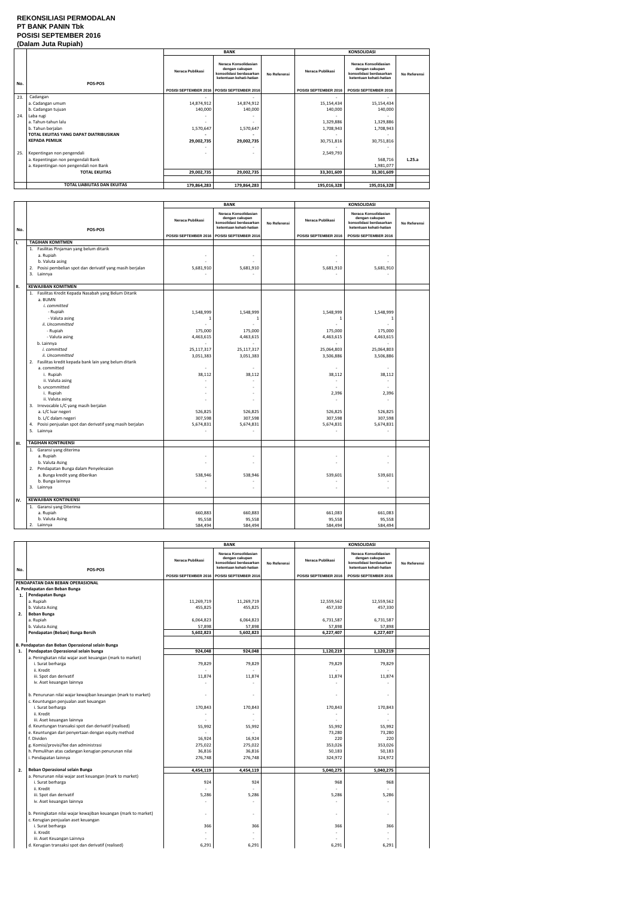# REKONSILIASI PERMODALAN
## PT BANK PANIN Tbk
## POSISI SEPTEMBER 2016
## (Dalam Juta Rupiah)

| No. | POS-POS | BANK | | | KONSOLIDASI | | |
|---|---|---|---|---|---|---|---|
| | | Neraca Publikasi | Neraca Konsolidasian dengan cakupan konsolidasi berdasarkan ketentuan kehati-hatian | No Referensi | Neraca Publikasi | Neraca Konsolidasian dengan cakupan konsolidasi berdasarkan ketentuan kehati-hatian | No Referensi |
| | | POSISI SEPTEMBER 2016 | POSISI SEPTEMBER 2016 | | POSISI SEPTEMBER 2016 | POSISI SEPTEMBER 2016 | |
| 23. | Cadangan | - | - | | - | - | |
| | a. Cadangan umum | 14,874,912 | 14,874,912 | | 15,154,434 | 15,154,434 | |
| | b. Cadangan tujuan | 140,000 | 140,000 | | 140,000 | 140,000 | |
| 24. | Laba rugi | - | - | | - | - | |
| | a. Tahun-tahun lalu | - | - | | 1,329,886 | 1,329,886 | |
| | b. Tahun berjalan | 1,570,647 | 1,570,647 | | 1,708,943 | 1,708,943 | |
| | TOTAL EKUITAS YANG DAPAT DIATRIBUSIKAN KEPADA PEMILIK | 29,002,735 | 29,002,735 | | 30,751,816 | 30,751,816 | |
| 25. | Kepentingan non pengendali | - | - | | 2,549,793 | | |
| | a. Kepentingan non pengendali Bank | | | | | 568,716 | L.25.a |
| | a. Kepentingan non pengendali non Bank | | | | | 1,981,077 | |
| | TOTAL EKUITAS | 29,002,735 | 29,002,735 | | 33,301,609 | 33,301,609 | |
| | TOTAL LIABILITAS DAN EKUITAS | 179,864,283 | 179,864,283 | | 195,016,328 | 195,016,328 | |

| No. | POS-POS | BANK | | | KONSOLIDASI | | |
|---|---|---|---|---|---|---|---|
| | | Neraca Publikasi | Neraca Konsolidasian dengan cakupan konsolidasi berdasarkan ketentuan kehati-hatian | No Referensi | Neraca Publikasi | Neraca Konsolidasian dengan cakupan konsolidasi berdasarkan ketentuan kehati-hatian | No Referensi |
| | | POSISI SEPTEMBER 2016 | POSISI SEPTEMBER 2016 | | POSISI SEPTEMBER 2016 | POSISI SEPTEMBER 2016 | |
| I. | TAGIHAN KOMITMEN | | | | | | |
| | 1. Fasilitas Pinjaman yang belum ditarik | | | | | | |
| | a. Rupiah | - | - | | - | - | |
| | b. Valuta asing | - | - | | - | - | |
| | 2. Posisi pembelian spot dan derivatif yang masih berjalan | 5,681,910 | 5,681,910 | | 5,681,910 | 5,681,910 | |
| | 3. Lainnya | - | - | | - | - | |
| II. | KEWAJIBAN KOMITMEN | | | | | | |
| | 1. Fasilitas Kredit Kepada Nasabah yang Belum Ditarik | | | | | | |
| | a. BUMN | | | | | | |
| | *i. committed* | | | | | | |
| | - Rupiah | 1,548,999 | 1,548,999 | | 1,548,999 | 1,548,999 | |
| | - Valuta asing | 1 | 1 | | 1 | 1 | |
| | *ii. Uncommitted* | - | - | | - | - | |
| | - Rupiah | 175,000 | 175,000 | | 175,000 | 175,000 | |
| | - Valuta asing | 4,463,615 | 4,463,615 | | 4,463,615 | 4,463,615 | |
| | b. Lainnya | - | - | | - | - | |
| | *i. committed* | 25,117,317 | 25,117,317 | | 25,064,803 | 25,064,803 | |
| | *ii. Uncommitted* | 3,051,383 | 3,051,383 | | 3,506,886 | 3,506,886 | |
| | 2. Fasilitas kredit kepada bank lain yang belum ditarik | | | | | | |
| | a. committed | - | - | | - | - | |
| | i. Rupiah | 38,112 | 38,112 | | 38,112 | 38,112 | |
| | ii. Valuta asing | - | - | | - | - | |
| | b. uncommitted | - | - | | - | - | |
| | i. Rupiah | - | - | | 2,396 | 2,396 | |
| | ii. Valuta asing | - | - | | - | - | |
| | 3. Irrevocable L/C yang masih berjalan | | | | | | |
| | a. L/C luar negeri | 526,825 | 526,825 | | 526,825 | 526,825 | |
| | b. L/C dalam negeri | 307,598 | 307,598 | | 307,598 | 307,598 | |
| | 4. Posisi penjualan spot dan derivatif yang masih berjalan | 5,674,831 | 5,674,831 | | 5,674,831 | 5,674,831 | |
| | 5. Lainnya | - | - | | - | - | |
| III. | TAGIHAN KONTINJENSI | | | | | | |
| | 1. Garansi yang diterima | | | | | | |
| | a. Rupiah | - | - | | - | - | |
| | b. Valuta Asing | - | - | | - | - | |
| | 2. Pendapatan Bunga dalam Penyelesaian | | | | | | |
| | a. Bunga kredit yang diberikan | 538,946 | 538,946 | | 539,601 | 539,601 | |
| | b. Bunga lainnya | - | - | | - | - | |
| | 3. Lainnya | - | - | | - | - | |
| IV. | KEWAJIBAN KONTINJENSI | | | | | | |
| | 1. Garansi yang Diterima | | | | | | |
| | a. Rupiah | 660,883 | 660,883 | | 661,083 | 661,083 | |
| | b. Valuta Asing | 95,558 | 95,558 | | 95,558 | 95,558 | |
| | 2. Lainnya | 584,494 | 584,494 | | 584,494 | 584,494 | |

| No. | POS-POS | BANK | | | KONSOLIDASI | | |
|---|---|---|---|---|---|---|---|
| | | Neraca Publikasi | Neraca Konsolidasian dengan cakupan konsolidasi berdasarkan ketentuan kehati-hatian | No Referensi | Neraca Publikasi | Neraca Konsolidasian dengan cakupan konsolidasi berdasarkan ketentuan kehati-hatian | No Referensi |
| | | POSISI SEPTEMBER 2016 | POSISI SEPTEMBER 2016 | | POSISI SEPTEMBER 2016 | POSISI SEPTEMBER 2016 | |
| | PENDAPATAN DAN BEBAN OPERASIONAL | | | | | | |
| | A. Pendapatan dan Beban Bunga | | | | | | |
| 1. | Pendapatan Bunga | | | | | | |
| | a. Rupiah | 11,269,719 | 11,269,719 | | 12,559,562 | 12,559,562 | |
| | b. Valuta Asing | 455,825 | 455,825 | | 457,330 | 457,330 | |
| 2. | Beban Bunga | | | | | | |
| | a. Rupiah | 6,064,823 | 6,064,823 | | 6,731,587 | 6,731,587 | |
| | b. Valuta Asing | 57,898 | 57,898 | | 57,898 | 57,898 | |
| | Pendapatan (Beban) Bunga Bersih | 5,602,823 | 5,602,823 | | 6,227,407 | 6,227,407 | |
| | B. Pendapatan dan Beban Operasional selain Bunga | | | | | | |
| 1. | Pendapatan Operasional selain bunga | 924,048 | 924,048 | | 1,120,219 | 1,120,219 | |
| | a. Peningkatan nilai wajar aset keuangan (mark to market) | | | | | | |
| | i. Surat berharga | 79,829 | 79,829 | | 79,829 | 79,829 | |
| | ii. Kredit | - | - | | - | - | |
| | iii. Spot dan derivatif | 11,874 | 11,874 | | 11,874 | 11,874 | |
| | iv. Aset keuangan lainnya | - | - | | - | - | |
| | b. Penurunan nilai wajar kewajiban keuangan (mark to market) | - | - | | - | - | |
| | c. Keuntungan penjualan aset keuangan | | | | | | |
| | i. Surat berharga | 170,843 | 170,843 | | 170,843 | 170,843 | |
| | ii. Kredit | - | - | | - | - | |
| | iii. Aset keuangan lainnya | - | - | | - | - | |
| | d. Keuntungan transaksi spot dan derivatif (realised) | 55,992 | 55,992 | | 55,992 | 55,992 | |
| | e. Keuntungan dari penyertaan dengan equity method | - | - | | 73,280 | 73,280 | |
| | f. Dividen | 16,924 | 16,924 | | 220 | 220 | |
| | g. Komisi/provisi/fee dan administrasi | 275,022 | 275,022 | | 353,026 | 353,026 | |
| | h. Pemulihan atas cadangan kerugian penurunan nilai | 36,816 | 36,816 | | 50,183 | 50,183 | |
| | i. Pendapatan lainnya | 276,748 | 276,748 | | 324,972 | 324,972 | |
| 2. | Beban Operasional selain Bunga | 4,454,119 | 4,454,119 | | 5,040,275 | 5,040,275 | |
| | a. Penurunan nilai wajar aset keuangan (mark to market) | | | | | | |
| | i. Surat berharga | 924 | 924 | | 968 | 968 | |
| | ii. Kredit | - | - | | - | - | |
| | iii. Spot dan derivatif | 5,286 | 5,286 | | 5,286 | 5,286 | |
| | iv. Aset keuangan lainnya | - | - | | - | - | |
| | b. Peningkatan nilai wajar kewajiban keuangan (mark to market) | - | - | | - | - | |
| | c. Kerugian penjualan aset keuangan | | | | | | |
| | i. Surat berharga | 366 | 366 | | 366 | 366 | |
| | ii. Kredit | - | - | | - | - | |
| | iii. Aset Keuangan Lainnya | - | - | | - | - | |
| | d. Kerugian transaksi spot dan derivatif (realised) | 6,291 | 6,291 | | 6,291 | 6,291 | |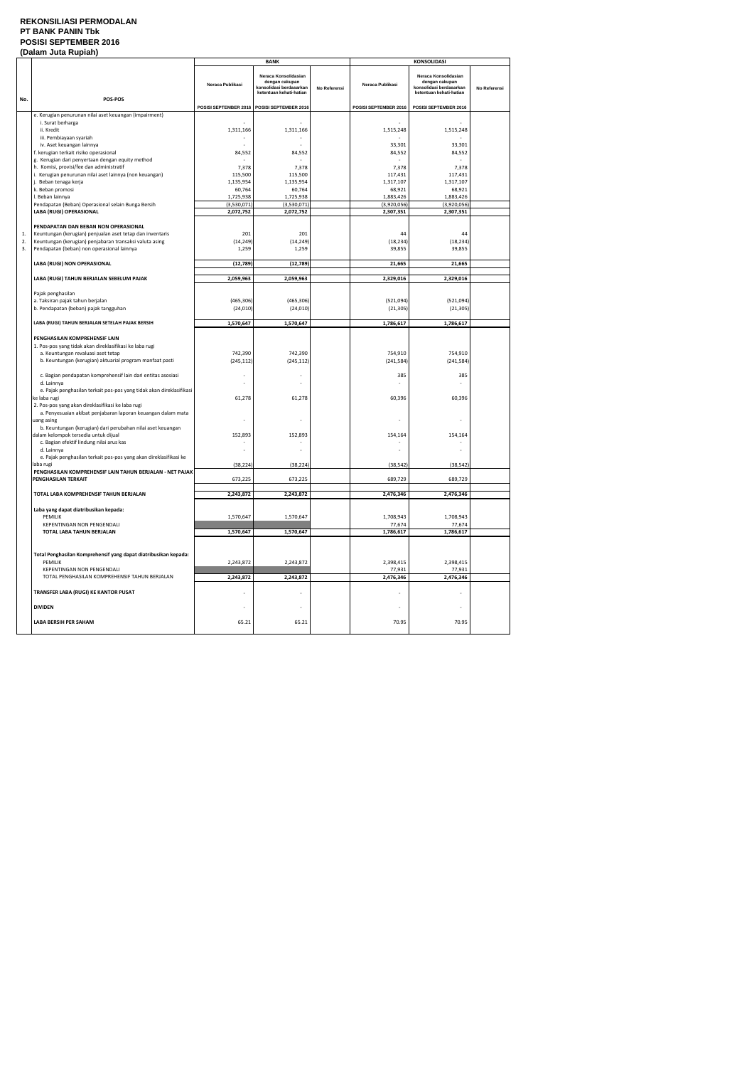**REKONSILIASI PERMODALAN**
**PT BANK PANIN Tbk**
**POSISI SEPTEMBER 2016**
**(Dalam Juta Rupiah)**

| No. | POS-POS | BANK | | | KONSOLIDASI | | |
|---|---|---|---|---|---|---|---|
| | | Neraca Publikasi | Neraca Konsolidasian dengan cakupan konsolidasi berdasarkan ketentuan kehati-hatian | No Referensi | Neraca Publikasi | Neraca Konsolidasian dengan cakupan konsolidasi berdasarkan ketentuan kehati-hatian | No Referensi |
| | | POSISI SEPTEMBER 2016 | POSISI SEPTEMBER 2016 | | POSISI SEPTEMBER 2016 | POSISI SEPTEMBER 2016 | |
| | e. Kerugian penurunan nilai aset keuangan (impairment) | | | | | | |
| | i. Surat berharga | - | - | | - | - | |
| | ii. Kredit | 1,311,166 | 1,311,166 | | 1,515,248 | 1,515,248 | |
| | iii. Pembiayaan syariah | - | - | | - | - | |
| | iv. Aset keuangan lainnya | - | - | | 33,301 | 33,301 | |
| | f. kerugian terkait risiko operasional | 84,552 | 84,552 | | 84,552 | 84,552 | |
| | g. Kerugian dari penyertaan dengan equity method | - | - | | - | - | |
| | h. Komisi, provisi/fee dan administratif | 7,378 | 7,378 | | 7,378 | 7,378 | |
| | i. Kerugian penurunan nilai aset lainnya (non keuangan) | 115,500 | 115,500 | | 117,431 | 117,431 | |
| | j. Beban tenaga kerja | 1,135,954 | 1,135,954 | | 1,317,107 | 1,317,107 | |
| | k. Beban promosi | 60,764 | 60,764 | | 68,921 | 68,921 | |
| | l. Beban lainnya | 1,725,938 | 1,725,938 | | 1,883,426 | 1,883,426 | |
| | Pendapatan (Beban) Operasional selain Bunga Bersih | (3,530,071) | (3,530,071) | | (3,920,056) | (3,920,056) | |
| | **LABA (RUGI) OPERASIONAL** | **2,072,752** | **2,072,752** | | **2,307,351** | **2,307,351** | |
| | | | | | | | |
| | **PENDAPATAN DAN BEBAN NON OPERASIONAL** | | | | | | |
| 1. | Keuntungan (kerugian) penjualan aset tetap dan inventaris | 201 | 201 | | 44 | 44 | |
| 2. | Keuntungan (kerugian) penjabaran transaksi valuta asing | (14,249) | (14,249) | | (18,234) | (18,234) | |
| 3. | Pendapatan (beban) non operasional lainnya | 1,259 | 1,259 | | 39,855 | 39,855 | |
| | | | | | | | |
| | **LABA (RUGI) NON OPERASIONAL** | **(12,789)** | **(12,789)** | | **21,665** | **21,665** | |
| | | | | | | | |
| | **LABA (RUGI) TAHUN BERJALAN SEBELUM PAJAK** | **2,059,963** | **2,059,963** | | **2,329,016** | **2,329,016** | |
| | | | | | | | |
| | Pajak penghasilan | | | | | | |
| | a. Taksiran pajak tahun berjalan | (465,306) | (465,306) | | (521,094) | (521,094) | |
| | b. Pendapatan (beban) pajak tangguhan | (24,010) | (24,010) | | (21,305) | (21,305) | |
| | | | | | | | |
| | **LABA (RUGI) TAHUN BERJALAN SETELAH PAJAK BERSIH** | **1,570,647** | **1,570,647** | | **1,786,617** | **1,786,617** | |
| | | | | | | | |
| | **PENGHASILAN KOMPREHENSIF LAIN** | | | | | | |
| | 1. Pos-pos yang tidak akan direklasifikasi ke laba rugi | | | | | | |
| | a. Keuntungan revaluasi aset tetap | 742,390 | 742,390 | | 754,910 | 754,910 | |
| | b. Keuntungan (kerugian) aktuarial program manfaat pasti | (245,112) | (245,112) | | (241,584) | (241,584) | |
| | c. Bagian pendapatan komprehensif lain dari entitas asosiasi | - | - | | 385 | 385 | |
| | d. Lainnya | - | - | | - | - | |
| | e. Pajak penghasilan terkait pos-pos yang tidak akan direklasifikasi ke laba rugi | 61,278 | 61,278 | | 60,396 | 60,396 | |
| | 2. Pos-pos yang akan direklasifikasi ke laba rugi | | | | | | |
| | a. Penyesuaian akibat penjabaran laporan keuangan dalam mata uang asing | - | - | | - | - | |
| | b. Keuntungan (kerugian) dari perubahan nilai aset keuangan dalam kelompok tersedia untuk dijual | 152,893 | 152,893 | | 154,164 | 154,164 | |
| | c. Bagian efektif lindung nilai arus kas | - | - | | - | - | |
| | d. Lainnya | - | - | | - | - | |
| | e. Pajak penghasilan terkait pos-pos yang akan direklasifikasi ke laba rugi | (38,224) | (38,224) | | (38,542) | (38,542) | |
| | **PENGHASILAN KOMPREHENSIF LAIN TAHUN BERJALAN - NET PAJAK PENGHASILAN TERKAIT** | 673,225 | 673,225 | | 689,729 | 689,729 | |
| | | | | | | | |
| | **TOTAL LABA KOMPREHENSIF TAHUN BERJALAN** | **2,243,872** | **2,243,872** | | **2,476,346** | **2,476,346** | |
| | | | | | | | |
| | **Laba yang dapat diatribusikan kepada:** | | | | | | |
| | PEMILIK | 1,570,647 | 1,570,647 | | 1,708,943 | 1,708,943 | |
| | KEPENTINGAN NON PENGENDALI | | | | 77,674 | 77,674 | |
| | **TOTAL LABA TAHUN BERJALAN** | **1,570,647** | **1,570,647** | | **1,786,617** | **1,786,617** | |
| | | | | | | | |
| | **Total Penghasilan Komprehensif yang dapat diatribusikan kepada:** | | | | | | |
| | PEMILIK | 2,243,872 | 2,243,872 | | 2,398,415 | 2,398,415 | |
| | KEPENTINGAN NON PENGENDALI | | | | 77,931 | 77,931 | |
| | TOTAL PENGHASILAN KOMPREHENSIF TAHUN BERJALAN | **2,243,872** | **2,243,872** | | **2,476,346** | **2,476,346** | |
| | | | | | | | |
| | **TRANSFER LABA (RUGI) KE KANTOR PUSAT** | - | - | | - | - | |
| | | | | | | | |
| | **DIVIDEN** | - | - | | - | - | |
| | | | | | | | |
| | **LABA BERSIH PER SAHAM** | 65.21 | 65.21 | | 70.95 | 70.95 | |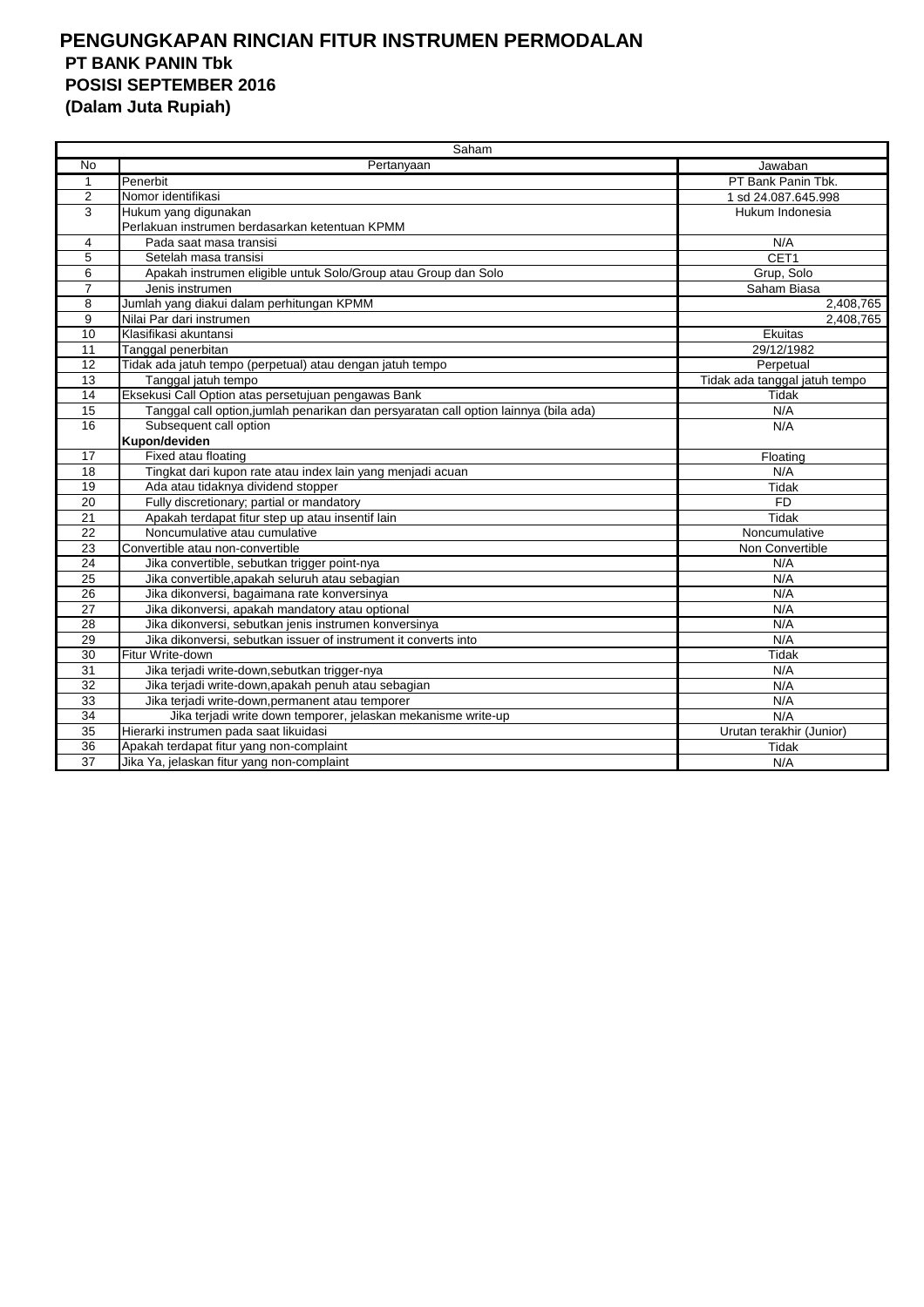# PENGUNGKAPAN RINCIAN FITUR INSTRUMEN PERMODALAN

**PT BANK PANIN Tbk**

**POSISI SEPTEMBER 2016**

**(Dalam Juta Rupiah)**

| Saham | | |
|---|---|---|
| No | Pertanyaan | Jawaban |
| 1 | Penerbit | PT Bank Panin Tbk. |
| 2 | Nomor identifikasi | 1 sd 24.087.645.998 |
| 3 | Hukum yang digunakan | Hukum Indonesia |
| | Perlakuan instrumen berdasarkan ketentuan KPMM | |
| 4 | Pada saat masa transisi | N/A |
| 5 | Setelah masa transisi | CET1 |
| 6 | Apakah instrumen eligible untuk Solo/Group atau Group dan Solo | Grup, Solo |
| 7 | Jenis instrumen | Saham Biasa |
| 8 | Jumlah yang diakui dalam perhitungan KPMM | 2,408,765 |
| 9 | Nilai Par dari instrumen | 2,408,765 |
| 10 | Klasifikasi akuntansi | Ekuitas |
| 11 | Tanggal penerbitan | 29/12/1982 |
| 12 | Tidak ada jatuh tempo (perpetual) atau dengan jatuh tempo | Perpetual |
| 13 | Tanggal jatuh tempo | Tidak ada tanggal jatuh tempo |
| 14 | Eksekusi Call Option atas persetujuan pengawas Bank | Tidak |
| 15 | Tanggal call option,jumlah penarikan dan persyaratan call option lainnya (bila ada) | N/A |
| 16 | Subsequent call option | N/A |
| | **Kupon/deviden** | |
| 17 | Fixed atau floating | Floating |
| 18 | Tingkat dari kupon rate atau index lain yang menjadi acuan | N/A |
| 19 | Ada atau tidaknya dividend stopper | Tidak |
| 20 | Fully discretionary; partial or mandatory | FD |
| 21 | Apakah terdapat fitur step up atau insentif lain | Tidak |
| 22 | Noncumulative atau cumulative | Noncumulative |
| 23 | Convertible atau non-convertible | Non Convertible |
| 24 | Jika convertible, sebutkan trigger point-nya | N/A |
| 25 | Jika convertible,apakah seluruh atau sebagian | N/A |
| 26 | Jika dikonversi, bagaimana rate konversinya | N/A |
| 27 | Jika dikonversi, apakah mandatory atau optional | N/A |
| 28 | Jika dikonversi, sebutkan jenis instrumen konversinya | N/A |
| 29 | Jika dikonversi, sebutkan issuer of instrument it converts into | N/A |
| 30 | Fitur Write-down | Tidak |
| 31 | Jika terjadi write-down,sebutkan trigger-nya | N/A |
| 32 | Jika terjadi write-down,apakah penuh atau sebagian | N/A |
| 33 | Jika terjadi write-down,permanent atau temporer | N/A |
| 34 | Jika terjadi write down temporer, jelaskan mekanisme write-up | N/A |
| 35 | Hierarki instrumen pada saat likuidasi | Urutan terakhir (Junior) |
| 36 | Apakah terdapat fitur yang non-complaint | Tidak |
| 37 | Jika Ya, jelaskan fitur yang non-complaint | N/A |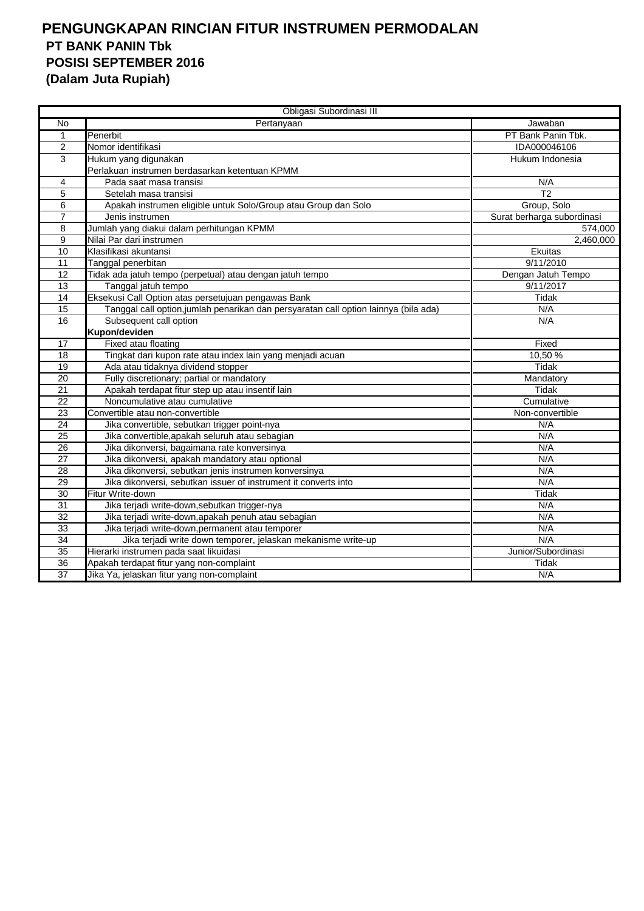# PENGUNGKAPAN RINCIAN FITUR INSTRUMEN PERMODALAN
## PT BANK PANIN Tbk
## POSISI SEPTEMBER 2016
## (Dalam Juta Rupiah)

| Obligasi Subordinasi III | | |
|---|---|---|
| No | Pertanyaan | Jawaban |
| 1 | Penerbit | PT Bank Panin Tbk. |
| 2 | Nomor identifikasi | IDA000046106 |
| 3 | Hukum yang digunakan | Hukum Indonesia |
| | Perlakuan instrumen berdasarkan ketentuan KPMM | |
| 4 | Pada saat masa transisi | N/A |
| 5 | Setelah masa transisi | T2 |
| 6 | Apakah instrumen eligible untuk Solo/Group atau Group dan Solo | Group, Solo |
| 7 | Jenis instrumen | Surat berharga subordinasi |
| 8 | Jumlah yang diakui dalam perhitungan KPMM | 574,000 |
| 9 | Nilai Par dari instrumen | 2,460,000 |
| 10 | Klasifikasi akuntansi | Ekuitas |
| 11 | Tanggal penerbitan | 9/11/2010 |
| 12 | Tidak ada jatuh tempo (perpetual) atau dengan jatuh tempo | Dengan Jatuh Tempo |
| 13 | Tanggal jatuh tempo | 9/11/2017 |
| 14 | Eksekusi Call Option atas persetujuan pengawas Bank | Tidak |
| 15 | Tanggal call option,jumlah penarikan dan persyaratan call option lainnya (bila ada) | N/A |
| 16 | Subsequent call option | N/A |
| | **Kupon/deviden** | |
| 17 | Fixed atau floating | Fixed |
| 18 | Tingkat dari kupon rate atau index lain yang menjadi acuan | 10,50 % |
| 19 | Ada atau tidaknya dividend stopper | Tidak |
| 20 | Fully discretionary; partial or mandatory | Mandatory |
| 21 | Apakah terdapat fitur step up atau insentif lain | Tidak |
| 22 | Noncumulative atau cumulative | Cumulative |
| 23 | Convertible atau non-convertible | Non-convertible |
| 24 | Jika convertible, sebutkan trigger point-nya | N/A |
| 25 | Jika convertible,apakah seluruh atau sebagian | N/A |
| 26 | Jika dikonversi, bagaimana rate konversinya | N/A |
| 27 | Jika dikonversi, apakah mandatory atau optional | N/A |
| 28 | Jika dikonversi, sebutkan jenis instrumen konversinya | N/A |
| 29 | Jika dikonversi, sebutkan issuer of instrument it converts into | N/A |
| 30 | Fitur Write-down | Tidak |
| 31 | Jika terjadi write-down,sebutkan trigger-nya | N/A |
| 32 | Jika terjadi write-down,apakah penuh atau sebagian | N/A |
| 33 | Jika terjadi write-down,permanent atau temporer | N/A |
| 34 | Jika terjadi write down temporer, jelaskan mekanisme write-up | N/A |
| 35 | Hierarki instrumen pada saat likuidasi | Junior/Subordinasi |
| 36 | Apakah terdapat fitur yang non-complaint | Tidak |
| 37 | Jika Ya, jelaskan fitur yang non-complaint | N/A |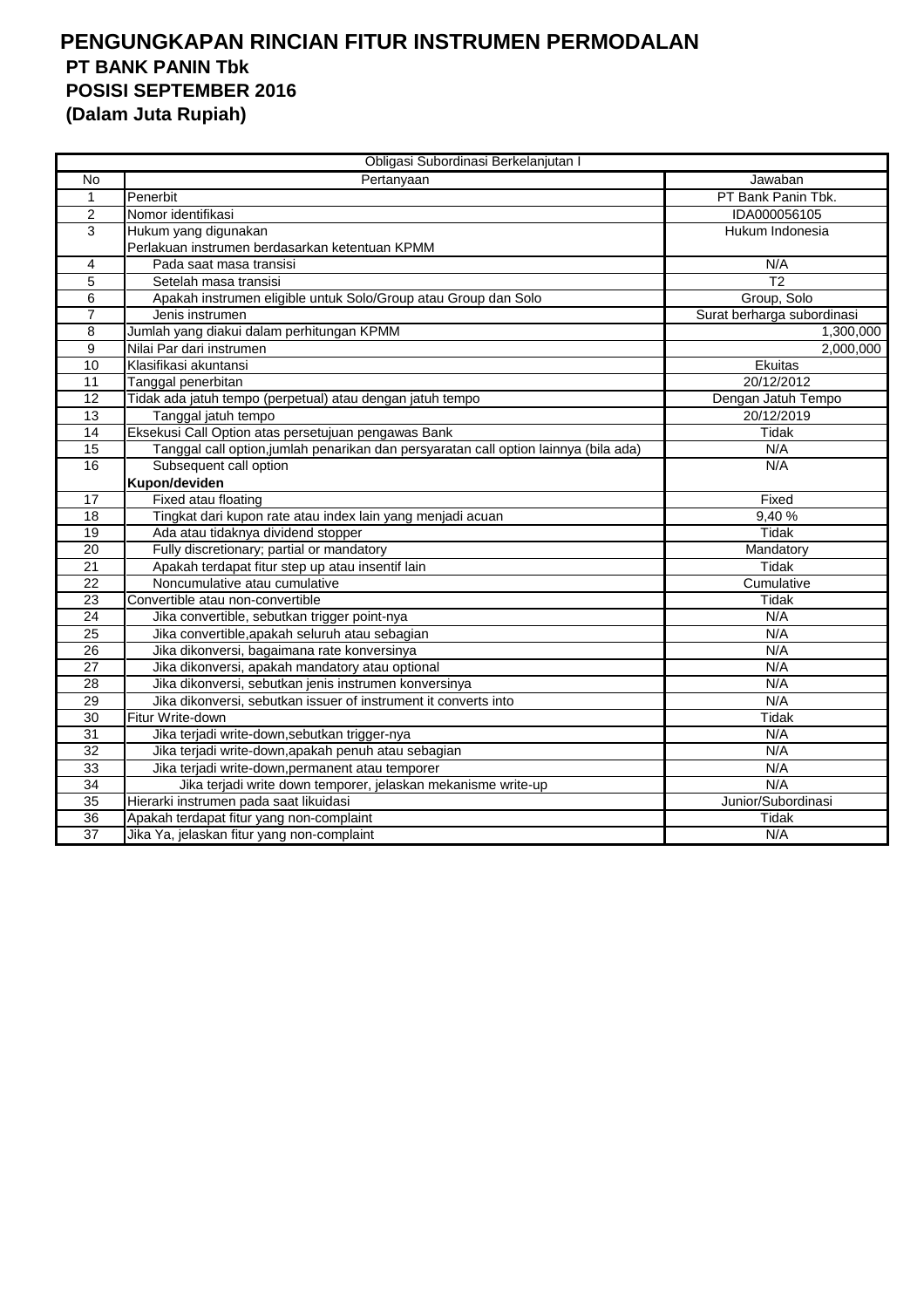# PENGUNGKAPAN RINCIAN FITUR INSTRUMEN PERMODALAN

## PT BANK PANIN Tbk

## POSISI SEPTEMBER 2016

## (Dalam Juta Rupiah)

| Obligasi Subordinasi Berkelanjutan I | | |
|---|---|---|
| No | Pertanyaan | Jawaban |
| 1 | Penerbit | PT Bank Panin Tbk. |
| 2 | Nomor identifikasi | IDA000056105 |
| 3 | Hukum yang digunakan | Hukum Indonesia |
| | Perlakuan instrumen berdasarkan ketentuan KPMM | |
| 4 | Pada saat masa transisi | N/A |
| 5 | Setelah masa transisi | T2 |
| 6 | Apakah instrumen eligible untuk Solo/Group atau Group dan Solo | Group, Solo |
| 7 | Jenis instrumen | Surat berharga subordinasi |
| 8 | Jumlah yang diakui dalam perhitungan KPMM | 1,300,000 |
| 9 | Nilai Par dari instrumen | 2,000,000 |
| 10 | Klasifikasi akuntansi | Ekuitas |
| 11 | Tanggal penerbitan | 20/12/2012 |
| 12 | Tidak ada jatuh tempo (perpetual) atau dengan jatuh tempo | Dengan Jatuh Tempo |
| 13 | Tanggal jatuh tempo | 20/12/2019 |
| 14 | Eksekusi Call Option atas persetujuan pengawas Bank | Tidak |
| 15 | Tanggal call option,jumlah penarikan dan persyaratan call option lainnya (bila ada) | N/A |
| 16 | Subsequent call option | N/A |
| | **Kupon/deviden** | |
| 17 | Fixed atau floating | Fixed |
| 18 | Tingkat dari kupon rate atau index lain yang menjadi acuan | 9,40 % |
| 19 | Ada atau tidaknya dividend stopper | Tidak |
| 20 | Fully discretionary; partial or mandatory | Mandatory |
| 21 | Apakah terdapat fitur step up atau insentif lain | Tidak |
| 22 | Noncumulative atau cumulative | Cumulative |
| 23 | Convertible atau non-convertible | Tidak |
| 24 | Jika convertible, sebutkan trigger point-nya | N/A |
| 25 | Jika convertible,apakah seluruh atau sebagian | N/A |
| 26 | Jika dikonversi, bagaimana rate konversinya | N/A |
| 27 | Jika dikonversi, apakah mandatory atau optional | N/A |
| 28 | Jika dikonversi, sebutkan jenis instrumen konversinya | N/A |
| 29 | Jika dikonversi, sebutkan issuer of instrument it converts into | N/A |
| 30 | Fitur Write-down | Tidak |
| 31 | Jika terjadi write-down,sebutkan trigger-nya | N/A |
| 32 | Jika terjadi write-down,apakah penuh atau sebagian | N/A |
| 33 | Jika terjadi write-down,permanent atau temporer | N/A |
| 34 | Jika terjadi write down temporer, jelaskan mekanisme write-up | N/A |
| 35 | Hierarki instrumen pada saat likuidasi | Junior/Subordinasi |
| 36 | Apakah terdapat fitur yang non-complaint | Tidak |
| 37 | Jika Ya, jelaskan fitur yang non-complaint | N/A |